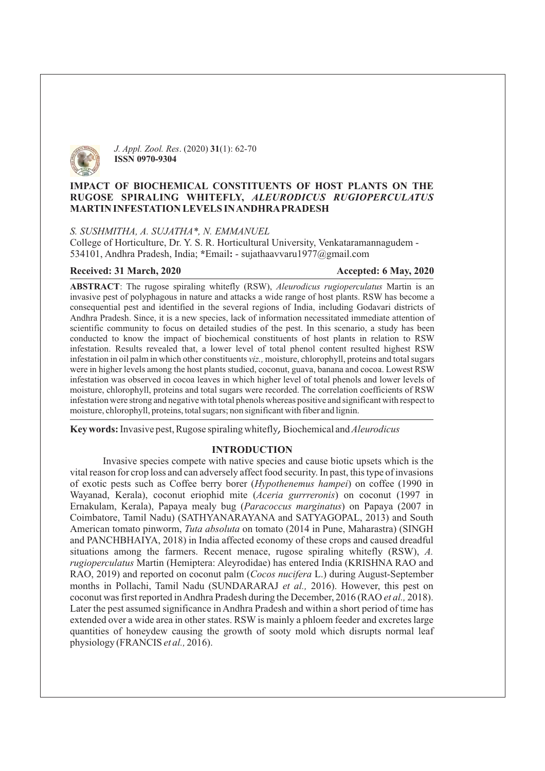*J. Appl. Zool. Res*. (2020) **31**(1): 62-70
**ISSN 0970-9304**

# IMPACT OF BIOCHEMICAL CONSTITUENTS OF HOST PLANTS ON THE RUGOSE SPIRALING WHITEFLY, *ALEURODICUS RUGIOPERCULATUS* MARTIN INFESTATION LEVELS IN ANDHRA PRADESH

*S. SUSHMITHA, A. SUJATHA\*, N. EMMANUEL*

College of Horticulture, Dr. Y. S. R. Horticultural University, Venkataramannagudem - 534101, Andhra Pradesh, India; **\***Email**:** - sujathaavvaru1977@gmail.com

**Received: 31 March, 2020** **Accepted: 6 May, 2020**

**ABSTRACT**: The rugose spiraling whitefly (RSW), *Aleurodicus rugioperculatus* Martin is an invasive pest of polyphagous in nature and attacks a wide range of host plants. RSW has become a consequential pest and identified in the several regions of India, including Godavari districts of Andhra Pradesh. Since, it is a new species, lack of information necessitated immediate attention of scientific community to focus on detailed studies of the pest. In this scenario, a study has been conducted to know the impact of biochemical constituents of host plants in relation to RSW infestation. Results revealed that, a lower level of total phenol content resulted highest RSW infestation in oil palm in which other constituents *viz.,* moisture, chlorophyll, proteins and total sugars were in higher levels among the host plants studied, coconut, guava, banana and cocoa. Lowest RSW infestation was observed in cocoa leaves in which higher level of total phenols and lower levels of moisture, chlorophyll, proteins and total sugars were recorded. The correlation coefficients of RSW infestation were strong and negative with total phenols whereas positive and significant with respect to moisture, chlorophyll, proteins, total sugars; non significant with fiber and lignin.

**Key words:** Invasive pest, Rugose spiraling whitefly**,** Biochemical and *Aleurodicus*

## INTRODUCTION

Invasive species compete with native species and cause biotic upsets which is the vital reason for crop loss and can adversely affect food security. In past, this type of invasions of exotic pests such as Coffee berry borer (*Hypothenemus hampei*) on coffee (1990 in Wayanad, Kerala), coconut eriophid mite (*Aceria gurrreronis*) on coconut (1997 in Ernakulam, Kerala), Papaya mealy bug (*Paracoccus marginatus*) on Papaya (2007 in Coimbatore, Tamil Nadu) (SATHYANARAYANA and SATYAGOPAL, 2013) and South American tomato pinworm, *Tuta absoluta* on tomato (2014 in Pune, Maharastra) (SINGH and PANCHBHAIYA, 2018) in India affected economy of these crops and caused dreadful situations among the farmers. Recent menace, rugose spiraling whitefly (RSW), *A. rugioperculatus* Martin (Hemiptera: Aleyrodidae) has entered India (KRISHNA RAO and RAO, 2019) and reported on coconut palm (*Cocos nucifera* L.) during August-September months in Pollachi, Tamil Nadu (SUNDARARAJ *et al.,* 2016). However, this pest on coconut was first reported in Andhra Pradesh during the December, 2016 (RAO *et al.,* 2018). Later the pest assumed significance in Andhra Pradesh and within a short period of time has extended over a wide area in other states. RSW is mainly a phloem feeder and excretes large quantities of honeydew causing the growth of sooty mold which disrupts normal leaf physiology (FRANCIS *et al.,* 2016).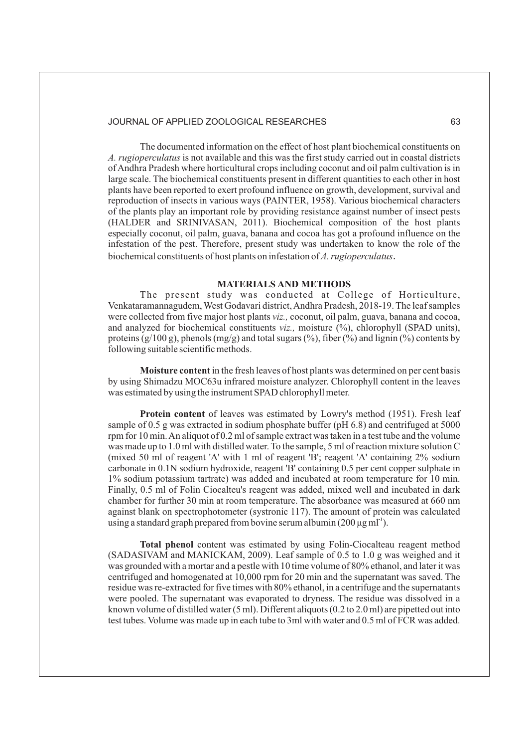The documented information on the effect of host plant biochemical constituents on *A. rugioperculatus* is not available and this was the first study carried out in coastal districts of Andhra Pradesh where horticultural crops including coconut and oil palm cultivation is in large scale. The biochemical constituents present in different quantities to each other in host plants have been reported to exert profound influence on growth, development, survival and reproduction of insects in various ways (PAINTER, 1958). Various biochemical characters of the plants play an important role by providing resistance against number of insect pests (HALDER and SRINIVASAN, 2011). Biochemical composition of the host plants especially coconut, oil palm, guava, banana and cocoa has got a profound influence on the infestation of the pest. Therefore, present study was undertaken to know the role of the biochemical constituents of host plants on infestation of *A. rugioperculatus*.

## MATERIALS AND METHODS

The present study was conducted at College of Horticulture, Venkataramannagudem, West Godavari district, Andhra Pradesh, 2018-19. The leaf samples were collected from five major host plants *viz.,* coconut, oil palm, guava, banana and cocoa, and analyzed for biochemical constituents *viz.,* moisture (%), chlorophyll (SPAD units), proteins (g/100 g), phenols (mg/g) and total sugars (%), fiber (%) and lignin (%) contents by following suitable scientific methods.

**Moisture content** in the fresh leaves of host plants was determined on per cent basis by using Shimadzu MOC63u infrared moisture analyzer. Chlorophyll content in the leaves was estimated by using the instrument SPAD chlorophyll meter.

**Protein content** of leaves was estimated by Lowry's method (1951). Fresh leaf sample of 0.5 g was extracted in sodium phosphate buffer (pH 6.8) and centrifuged at 5000 rpm for 10 min. An aliquot of 0.2 ml of sample extract was taken in a test tube and the volume was made up to 1.0 ml with distilled water. To the sample, 5 ml of reaction mixture solution C (mixed 50 ml of reagent 'A' with 1 ml of reagent 'B'; reagent 'A' containing 2% sodium carbonate in 0.1N sodium hydroxide, reagent 'B' containing 0.5 per cent copper sulphate in 1% sodium potassium tartrate) was added and incubated at room temperature for 10 min. Finally, 0.5 ml of Folin Ciocalteu's reagent was added, mixed well and incubated in dark chamber for further 30 min at room temperature. The absorbance was measured at 660 nm against blank on spectrophotometer (systronic 117). The amount of protein was calculated using a standard graph prepared from bovine serum albumin (200 $\mu g\ ml^{-1}$).

**Total phenol** content was estimated by using Folin-Ciocalteau reagent method (SADASIVAM and MANICKAM, 2009). Leaf sample of 0.5 to 1.0 g was weighed and it was grounded with a mortar and a pestle with 10 time volume of 80% ethanol, and later it was centrifuged and homogenated at 10,000 rpm for 20 min and the supernatant was saved. The residue was re-extracted for five times with 80% ethanol, in a centrifuge and the supernatants were pooled. The supernatant was evaporated to dryness. The residue was dissolved in a known volume of distilled water (5 ml). Different aliquots (0.2 to 2.0 ml) are pipetted out into test tubes. Volume was made up in each tube to 3ml with water and 0.5 ml of FCR was added.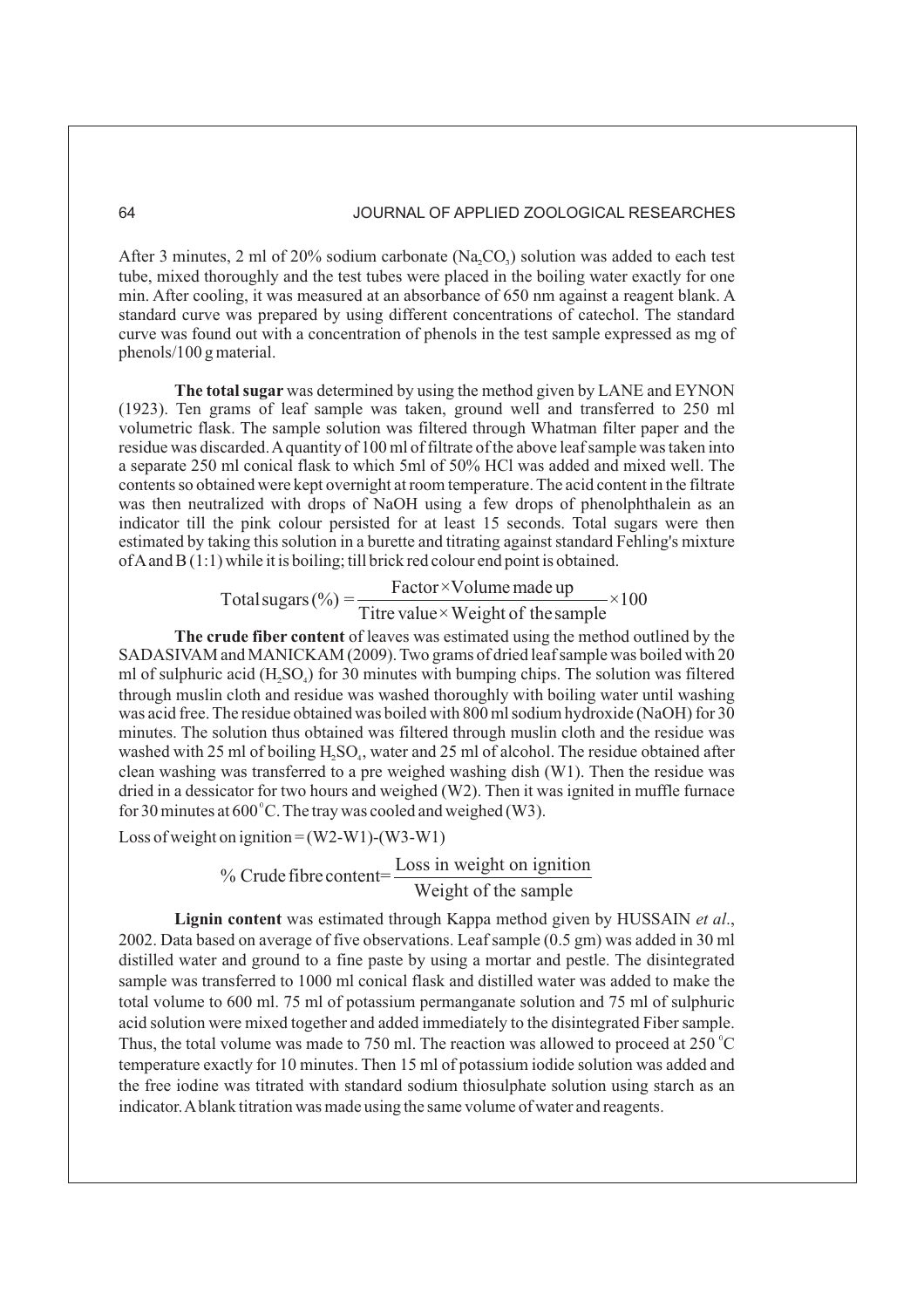After 3 minutes, 2 ml of 20% sodium carbonate ($Na_2CO_3$) solution was added to each test tube, mixed thoroughly and the test tubes were placed in the boiling water exactly for one min. After cooling, it was measured at an absorbance of 650 nm against a reagent blank. A standard curve was prepared by using different concentrations of catechol. The standard curve was found out with a concentration of phenols in the test sample expressed as mg of phenols/100 g material.

**The total sugar** was determined by using the method given by LANE and EYNON (1923). Ten grams of leaf sample was taken, ground well and transferred to 250 ml volumetric flask. The sample solution was filtered through Whatman filter paper and the residue was discarded. A quantity of 100 ml of filtrate of the above leaf sample was taken into a separate 250 ml conical flask to which 5ml of 50% HCl was added and mixed well. The contents so obtained were kept overnight at room temperature. The acid content in the filtrate was then neutralized with drops of NaOH using a few drops of phenolphthalein as an indicator till the pink colour persisted for at least 15 seconds. Total sugars were then estimated by taking this solution in a burette and titrating against standard Fehling's mixture of A and B (1:1) while it is boiling; till brick red colour end point is obtained.

$$\text{Total sugars (\%)} = \frac{\text{Factor} \times \text{Volume made up}}{\text{Titre value} \times \text{Weight of the sample}} \times 100$$

**The crude fiber content** of leaves was estimated using the method outlined by the SADASIVAM and MANICKAM (2009). Two grams of dried leaf sample was boiled with 20 ml of sulphuric acid ($H_2SO_4$) for 30 minutes with bumping chips. The solution was filtered through muslin cloth and residue was washed thoroughly with boiling water until washing was acid free. The residue obtained was boiled with 800 ml sodium hydroxide (NaOH) for 30 minutes. The solution thus obtained was filtered through muslin cloth and the residue was washed with 25 ml of boiling $H_2SO_4$, water and 25 ml of alcohol. The residue obtained after clean washing was transferred to a pre weighed washing dish (W1). Then the residue was dried in a dessicator for two hours and weighed (W2). Then it was ignited in muffle furnace for 30 minutes at 600 °C. The tray was cooled and weighed (W3).

Loss of weight on ignition = (W2-W1)-(W3-W1)

$$\text{\% Crude fibre content} = \frac{\text{Loss in weight on ignition}}{\text{Weight of the sample}}$$

**Lignin content** was estimated through Kappa method given by HUSSAIN *et al*., 2002. Data based on average of five observations. Leaf sample (0.5 gm) was added in 30 ml distilled water and ground to a fine paste by using a mortar and pestle. The disintegrated sample was transferred to 1000 ml conical flask and distilled water was added to make the total volume to 600 ml. 75 ml of potassium permanganate solution and 75 ml of sulphuric acid solution were mixed together and added immediately to the disintegrated Fiber sample. Thus, the total volume was made to 750 ml. The reaction was allowed to proceed at 250 °C temperature exactly for 10 minutes. Then 15 ml of potassium iodide solution was added and the free iodine was titrated with standard sodium thiosulphate solution using starch as an indicator. A blank titration was made using the same volume of water and reagents.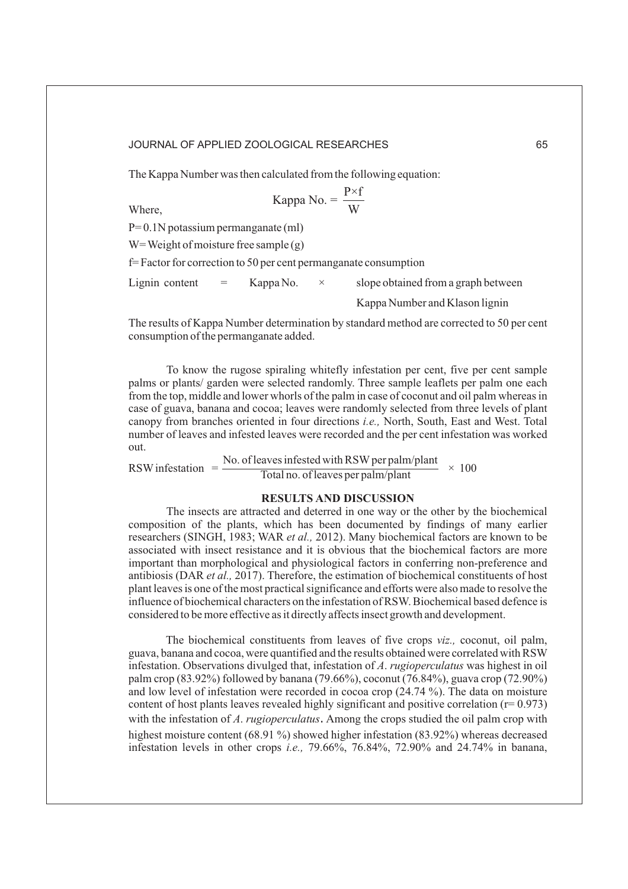The Kappa Number was then calculated from the following equation:

$$\text{Kappa No.} = \frac{P \times f}{W}$$

Where,

P= 0.1N potassium permanganate (ml)

W= Weight of moisture free sample (g)

f= Factor for correction to 50 per cent permanganate consumption

Lignin content = Kappa No. × slope obtained from a graph between Kappa Number and Klason lignin

The results of Kappa Number determination by standard method are corrected to 50 per cent consumption of the permanganate added.

To know the rugose spiraling whitefly infestation per cent, five per cent sample palms or plants/ garden were selected randomly. Three sample leaflets per palm one each from the top, middle and lower whorls of the palm in case of coconut and oil palm whereas in case of guava, banana and cocoa; leaves were randomly selected from three levels of plant canopy from branches oriented in four directions *i.e.,* North, South, East and West. Total number of leaves and infested leaves were recorded and the per cent infestation was worked out.

$$\text{RSW infestation} = \frac{\text{No. of leaves infested with RSW per palm/plant}}{\text{Total no. of leaves per palm/plant}} \times 100$$

## RESULTS AND DISCUSSION

The insects are attracted and deterred in one way or the other by the biochemical composition of the plants, which has been documented by findings of many earlier researchers (SINGH, 1983; WAR *et al.,* 2012). Many biochemical factors are known to be associated with insect resistance and it is obvious that the biochemical factors are more important than morphological and physiological factors in conferring non-preference and antibiosis (DAR *et al.,* 2017). Therefore, the estimation of biochemical constituents of host plant leaves is one of the most practical significance and efforts were also made to resolve the influence of biochemical characters on the infestation of RSW. Biochemical based defence is considered to be more effective as it directly affects insect growth and development.

The biochemical constituents from leaves of five crops *viz.,* coconut, oil palm, guava, banana and cocoa, were quantified and the results obtained were correlated with RSW infestation. Observations divulged that, infestation of *A. rugioperculatus* was highest in oil palm crop (83.92%) followed by banana (79.66%), coconut (76.84%), guava crop (72.90%) and low level of infestation were recorded in cocoa crop (24.74 %). The data on moisture content of host plants leaves revealed highly significant and positive correlation ($r= 0.973$) with the infestation of *A. rugioperculatus*. Among the crops studied the oil palm crop with highest moisture content (68.91 %) showed higher infestation (83.92%) whereas decreased infestation levels in other crops *i.e.,* 79.66%, 76.84%, 72.90% and 24.74% in banana,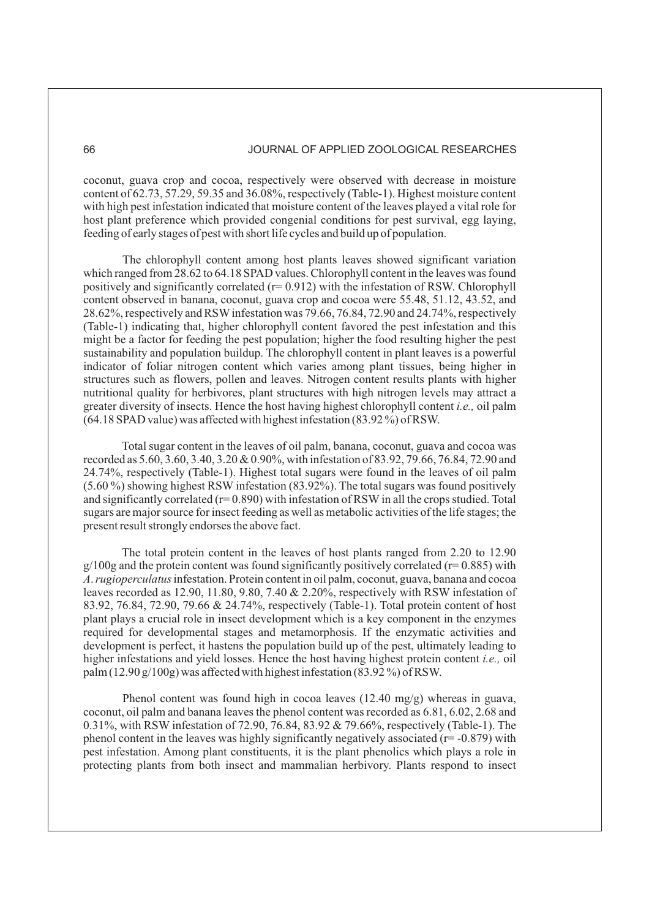coconut, guava crop and cocoa, respectively were observed with decrease in moisture content of 62.73, 57.29, 59.35 and 36.08%, respectively (Table-1). Highest moisture content with high pest infestation indicated that moisture content of the leaves played a vital role for host plant preference which provided congenial conditions for pest survival, egg laying, feeding of early stages of pest with short life cycles and build up of population.

The chlorophyll content among host plants leaves showed significant variation which ranged from 28.62 to 64.18 SPAD values. Chlorophyll content in the leaves was found positively and significantly correlated (r= 0.912) with the infestation of RSW. Chlorophyll content observed in banana, coconut, guava crop and cocoa were 55.48, 51.12, 43.52, and 28.62%, respectively and RSW infestation was 79.66, 76.84, 72.90 and 24.74%, respectively (Table-1) indicating that, higher chlorophyll content favored the pest infestation and this might be a factor for feeding the pest population; higher the food resulting higher the pest sustainability and population buildup. The chlorophyll content in plant leaves is a powerful indicator of foliar nitrogen content which varies among plant tissues, being higher in structures such as flowers, pollen and leaves. Nitrogen content results plants with higher nutritional quality for herbivores, plant structures with high nitrogen levels may attract a greater diversity of insects. Hence the host having highest chlorophyll content *i.e.,* oil palm (64.18 SPAD value) was affected with highest infestation (83.92 %) of RSW.

Total sugar content in the leaves of oil palm, banana, coconut, guava and cocoa was recorded as 5.60, 3.60, 3.40, 3.20 & 0.90%, with infestation of 83.92, 79.66, 76.84, 72.90 and 24.74%, respectively (Table-1). Highest total sugars were found in the leaves of oil palm (5.60 %) showing highest RSW infestation (83.92%). The total sugars was found positively and significantly correlated (r= 0.890) with infestation of RSW in all the crops studied. Total sugars are major source for insect feeding as well as metabolic activities of the life stages; the present result strongly endorses the above fact.

The total protein content in the leaves of host plants ranged from 2.20 to 12.90 g/100g and the protein content was found significantly positively correlated (r= 0.885) with *A. rugioperculatus* infestation. Protein content in oil palm, coconut, guava, banana and cocoa leaves recorded as 12.90, 11.80, 9.80, 7.40 & 2.20%, respectively with RSW infestation of 83.92, 76.84, 72.90, 79.66 & 24.74%, respectively (Table-1). Total protein content of host plant plays a crucial role in insect development which is a key component in the enzymes required for developmental stages and metamorphosis. If the enzymatic activities and development is perfect, it hastens the population build up of the pest, ultimately leading to higher infestations and yield losses. Hence the host having highest protein content *i.e.,* oil palm (12.90 g/100g) was affected with highest infestation (83.92 %) of RSW.

Phenol content was found high in cocoa leaves (12.40 mg/g) whereas in guava, coconut, oil palm and banana leaves the phenol content was recorded as 6.81, 6.02, 2.68 and 0.31%, with RSW infestation of 72.90, 76.84, 83.92 & 79.66%, respectively (Table-1). The phenol content in the leaves was highly significantly negatively associated (r= -0.879) with pest infestation. Among plant constituents, it is the plant phenolics which plays a role in protecting plants from both insect and mammalian herbivory. Plants respond to insect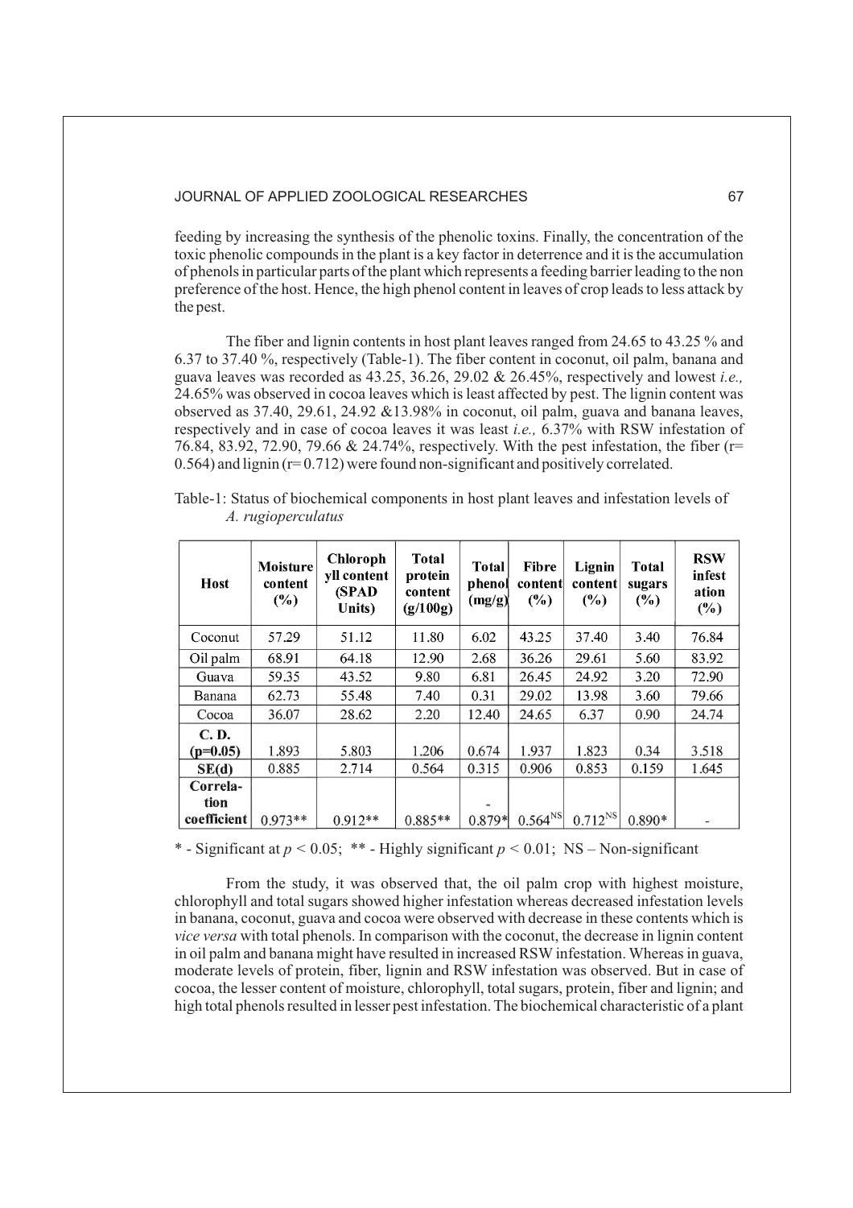feeding by increasing the synthesis of the phenolic toxins. Finally, the concentration of the toxic phenolic compounds in the plant is a key factor in deterrence and it is the accumulation of phenols in particular parts of the plant which represents a feeding barrier leading to the non preference of the host. Hence, the high phenol content in leaves of crop leads to less attack by the pest.

The fiber and lignin contents in host plant leaves ranged from 24.65 to 43.25 % and 6.37 to 37.40 %, respectively (Table-1). The fiber content in coconut, oil palm, banana and guava leaves was recorded as 43.25, 36.26, 29.02 & 26.45%, respectively and lowest *i.e.,* 24.65% was observed in cocoa leaves which is least affected by pest. The lignin content was observed as 37.40, 29.61, 24.92 &13.98% in coconut, oil palm, guava and banana leaves, respectively and in case of cocoa leaves it was least *i.e.,* 6.37% with RSW infestation of 76.84, 83.92, 72.90, 79.66 & 24.74%, respectively. With the pest infestation, the fiber ($r = 0.564$) and lignin ($r = 0.712$) were found non-significant and positively correlated.

Table-1: Status of biochemical components in host plant leaves and infestation levels of *A. rugioperculatus*

| Host | Moisture content (%) | Chlorophyll content (SPAD Units) | Total protein content (g/100g) | Total phenol (mg/g) | Fibre content (%) | Lignin content (%) | Total sugars (%) | RSW infestation (%) |
|---|---|---|---|---|---|---|---|---|
| Coconut | 57.29 | 51.12 | 11.80 | 6.02 | 43.25 | 37.40 | 3.40 | 76.84 |
| Oil palm | 68.91 | 64.18 | 12.90 | 2.68 | 36.26 | 29.61 | 5.60 | 83.92 |
| Guava | 59.35 | 43.52 | 9.80 | 6.81 | 26.45 | 24.92 | 3.20 | 72.90 |
| Banana | 62.73 | 55.48 | 7.40 | 0.31 | 29.02 | 13.98 | 3.60 | 79.66 |
| Cocoa | 36.07 | 28.62 | 2.20 | 12.40 | 24.65 | 6.37 | 0.90 | 24.74 |
| **C. D. (p=0.05)** | 1.893 | 5.803 | 1.206 | 0.674 | 1.937 | 1.823 | 0.34 | 3.518 |
| **SE(d)** | 0.885 | 2.714 | 0.564 | 0.315 | 0.906 | 0.853 | 0.159 | 1.645 |
| **Correlation coefficient** | 0.973** | 0.912** | 0.885** | -0.879* | 0.564$^{NS}$ | 0.712$^{NS}$ | 0.890* | - |

\* - Significant at $p < 0.05$; ** - Highly significant $p < 0.01$; NS – Non-significant

From the study, it was observed that, the oil palm crop with highest moisture, chlorophyll and total sugars showed higher infestation whereas decreased infestation levels in banana, coconut, guava and cocoa were observed with decrease in these contents which is *vice versa* with total phenols. In comparison with the coconut, the decrease in lignin content in oil palm and banana might have resulted in increased RSW infestation. Whereas in guava, moderate levels of protein, fiber, lignin and RSW infestation was observed. But in case of cocoa, the lesser content of moisture, chlorophyll, total sugars, protein, fiber and lignin; and high total phenols resulted in lesser pest infestation. The biochemical characteristic of a plant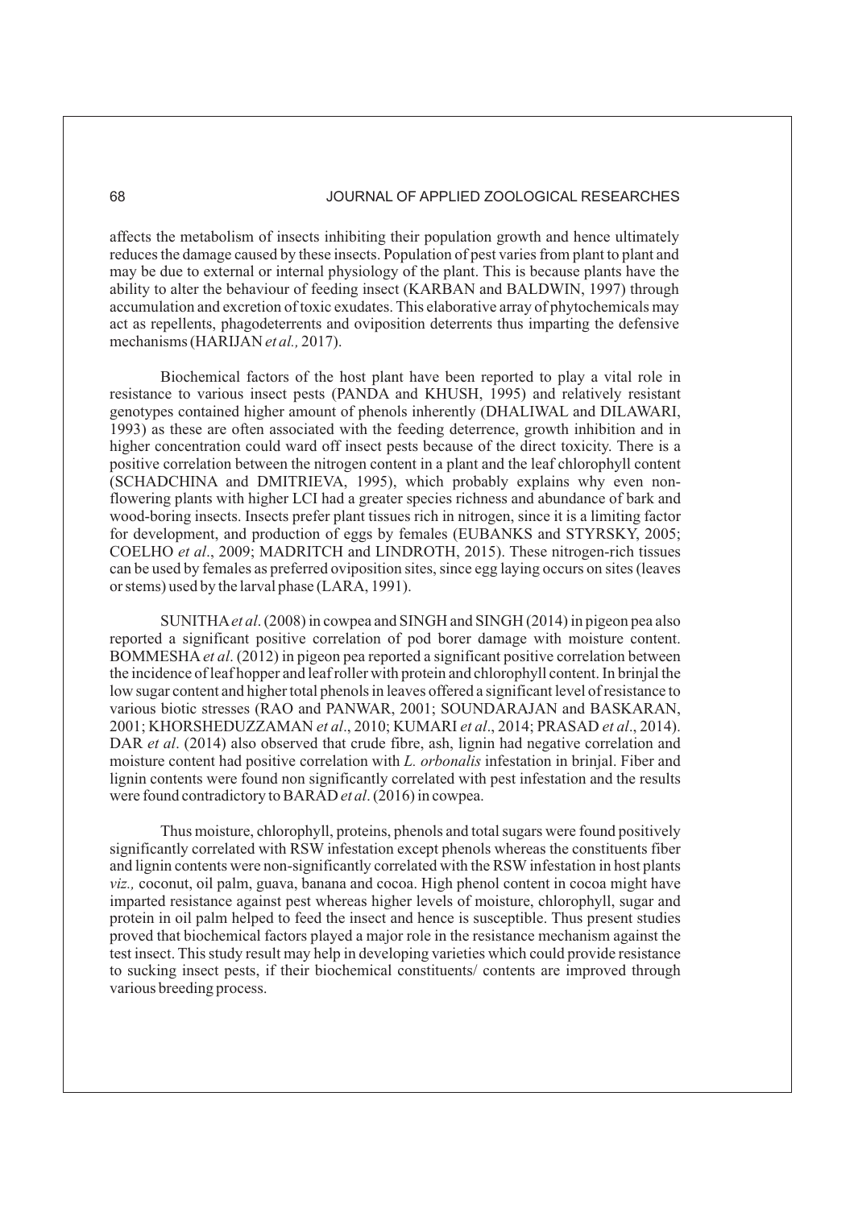affects the metabolism of insects inhibiting their population growth and hence ultimately reduces the damage caused by these insects. Population of pest varies from plant to plant and may be due to external or internal physiology of the plant. This is because plants have the ability to alter the behaviour of feeding insect (KARBAN and BALDWIN, 1997) through accumulation and excretion of toxic exudates. This elaborative array of phytochemicals may act as repellents, phagodeterrents and oviposition deterrents thus imparting the defensive mechanisms (HARIJAN *et al.,* 2017).

Biochemical factors of the host plant have been reported to play a vital role in resistance to various insect pests (PANDA and KHUSH, 1995) and relatively resistant genotypes contained higher amount of phenols inherently (DHALIWAL and DILAWARI, 1993) as these are often associated with the feeding deterrence, growth inhibition and in higher concentration could ward off insect pests because of the direct toxicity. There is a positive correlation between the nitrogen content in a plant and the leaf chlorophyll content (SCHADCHINA and DMITRIEVA, 1995), which probably explains why even non-flowering plants with higher LCI had a greater species richness and abundance of bark and wood-boring insects. Insects prefer plant tissues rich in nitrogen, since it is a limiting factor for development, and production of eggs by females (EUBANKS and STYRSKY, 2005; COELHO *et al*., 2009; MADRITCH and LINDROTH, 2015). These nitrogen-rich tissues can be used by females as preferred oviposition sites, since egg laying occurs on sites (leaves or stems) used by the larval phase (LARA, 1991).

SUNITHA *et al*. (2008) in cowpea and SINGH and SINGH (2014) in pigeon pea also reported a significant positive correlation of pod borer damage with moisture content. BOMMESHA *et al*. (2012) in pigeon pea reported a significant positive correlation between the incidence of leaf hopper and leaf roller with protein and chlorophyll content. In brinjal the low sugar content and higher total phenols in leaves offered a significant level of resistance to various biotic stresses (RAO and PANWAR, 2001; SOUNDARAJAN and BASKARAN, 2001; KHORSHEDUZZAMAN *et al*., 2010; KUMARI *et al*., 2014; PRASAD *et al*., 2014). DAR *et al*. (2014) also observed that crude fibre, ash, lignin had negative correlation and moisture content had positive correlation with *L. orbonalis* infestation in brinjal. Fiber and lignin contents were found non significantly correlated with pest infestation and the results were found contradictory to BARAD *et al*. (2016) in cowpea.

Thus moisture, chlorophyll, proteins, phenols and total sugars were found positively significantly correlated with RSW infestation except phenols whereas the constituents fiber and lignin contents were non-significantly correlated with the RSW infestation in host plants *viz.,* coconut, oil palm, guava, banana and cocoa. High phenol content in cocoa might have imparted resistance against pest whereas higher levels of moisture, chlorophyll, sugar and protein in oil palm helped to feed the insect and hence is susceptible. Thus present studies proved that biochemical factors played a major role in the resistance mechanism against the test insect. This study result may help in developing varieties which could provide resistance to sucking insect pests, if their biochemical constituents/ contents are improved through various breeding process.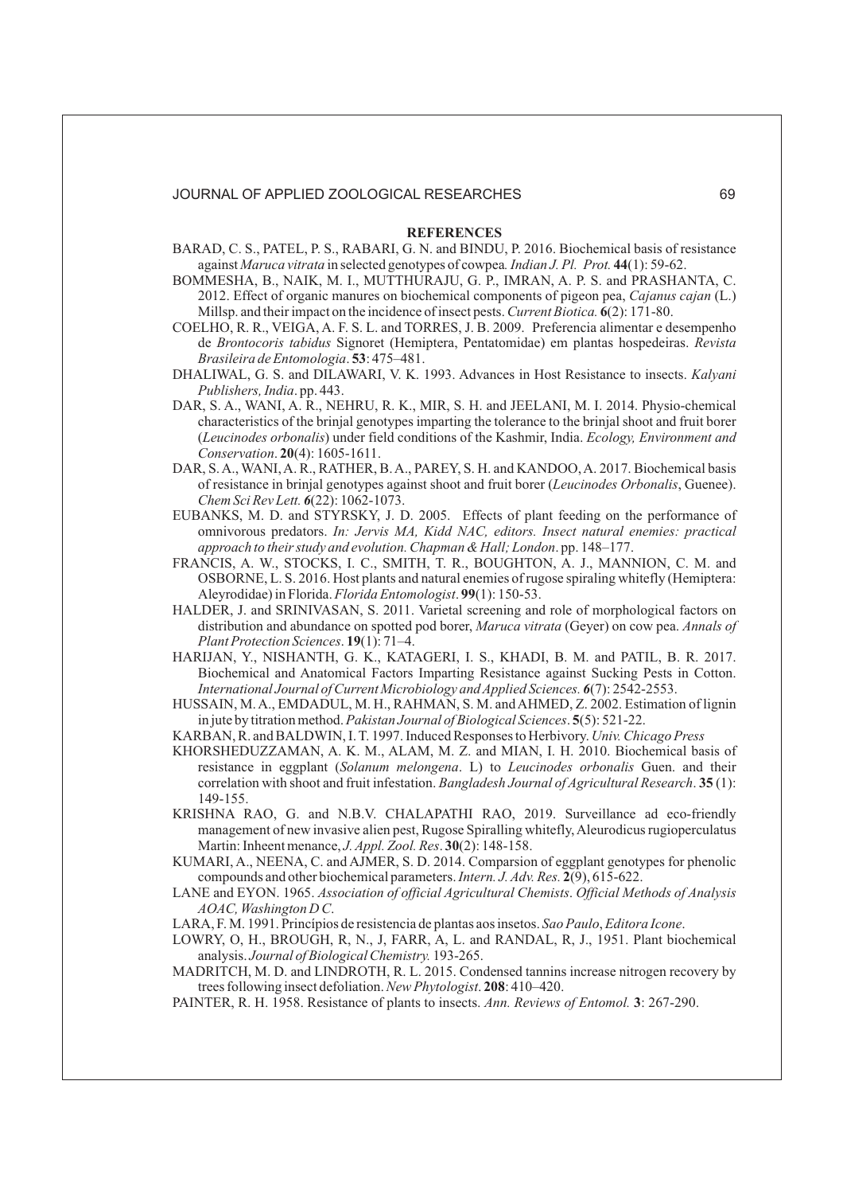**REFERENCES**

BARAD, C. S., PATEL, P. S., RABARI, G. N. and BINDU, P. 2016. Biochemical basis of resistance against *Maruca vitrata* in selected genotypes of cowpea. *Indian J. Pl. Prot.* **44**(1): 59-62.

BOMMESHA, B., NAIK, M. I., MUTTHURAJU, G. P., IMRAN, A. P. S. and PRASHANTA, C. 2012. Effect of organic manures on biochemical components of pigeon pea, *Cajanus cajan* (L.) Millsp. and their impact on the incidence of insect pests. *Current Biotica.* **6**(2): 171-80.

COELHO, R. R., VEIGA, A. F. S. L. and TORRES, J. B. 2009. Preferencia alimentar e desempenho de *Brontocoris tabidus* Signoret (Hemiptera, Pentatomidae) em plantas hospedeiras. *Revista Brasileira de Entomologia*. **53**: 475–481.

DHALIWAL, G. S. and DILAWARI, V. K. 1993. Advances in Host Resistance to insects. *Kalyani Publishers, India*. pp. 443.

DAR, S. A., WANI, A. R., NEHRU, R. K., MIR, S. H. and JEELANI, M. I. 2014. Physio-chemical characteristics of the brinjal genotypes imparting the tolerance to the brinjal shoot and fruit borer (*Leucinodes orbonalis*) under field conditions of the Kashmir, India. *Ecology, Environment and Conservation*. **20**(4): 1605-1611.

DAR, S. A., WANI, A. R., RATHER, B. A., PAREY, S. H. and KANDOO, A. 2017. Biochemical basis of resistance in brinjal genotypes against shoot and fruit borer (*Leucinodes Orbonalis*, Guenee). *Chem Sci Rev Lett.* **6**(22): 1062-1073.

EUBANKS, M. D. and STYRSKY, J. D. 2005. Effects of plant feeding on the performance of omnivorous predators. *In: Jervis MA, Kidd NAC, editors. Insect natural enemies: practical approach to their study and evolution. Chapman & Hall; London*. pp. 148–177.

FRANCIS, A. W., STOCKS, I. C., SMITH, T. R., BOUGHTON, A. J., MANNION, C. M. and OSBORNE, L. S. 2016. Host plants and natural enemies of rugose spiraling whitefly (Hemiptera: Aleyrodidae) in Florida. *Florida Entomologist*. **99**(1): 150-53.

HALDER, J. and SRINIVASAN, S. 2011. Varietal screening and role of morphological factors on distribution and abundance on spotted pod borer, *Maruca vitrata* (Geyer) on cow pea. *Annals of Plant Protection Sciences*. **19**(1): 71–4.

HARIJAN, Y., NISHANTH, G. K., KATAGERI, I. S., KHADI, B. M. and PATIL, B. R. 2017. Biochemical and Anatomical Factors Imparting Resistance against Sucking Pests in Cotton. *International Journal of Current Microbiology and Applied Sciences.* **6**(7): 2542-2553.

HUSSAIN, M. A., EMDADUL, M. H., RAHMAN, S. M. and AHMED, Z. 2002. Estimation of lignin in jute by titration method. *Pakistan Journal of Biological Sciences*. **5**(5): 521-22.

KARBAN, R. and BALDWIN, I. T. 1997. Induced Responses to Herbivory. *Univ. Chicago Press*

KHORSHEDUZZAMAN, A. K. M., ALAM, M. Z. and MIAN, I. H. 2010. Biochemical basis of resistance in eggplant (*Solanum melongena*. L) to *Leucinodes orbonalis* Guen. and their correlation with shoot and fruit infestation. *Bangladesh Journal of Agricultural Research*. **35** (1): 149-155.

KRISHNA RAO, G. and N.B.V. CHALAPATHI RAO, 2019. Surveillance ad eco-friendly management of new invasive alien pest, Rugose Spiralling whitefly, Aleurodicus rugioperculatus Martin: Inheent menance, *J. Appl. Zool. Res*. **30**(2): 148-158.

KUMARI, A., NEENA, C. and AJMER, S. D. 2014. Comparsion of eggplant genotypes for phenolic compounds and other biochemical parameters. *Intern. J. Adv. Res.* **2**(9), 615-622.

LANE and EYON. 1965. *Association of official Agricultural Chemists*. *Official Methods of Analysis AOAC, Washington D C.*

LARA, F. M. 1991. Princípios de resistencia de plantas aos insetos. *Sao Paulo*, *Editora Icone*.

LOWRY, O, H., BROUGH, R, N., J, FARR, A, L. and RANDAL, R, J., 1951. Plant biochemical analysis. *Journal of Biological Chemistry.* 193-265.

MADRITCH, M. D. and LINDROTH, R. L. 2015. Condensed tannins increase nitrogen recovery by trees following insect defoliation. *New Phytologist*. **208**: 410–420.

PAINTER, R. H. 1958. Resistance of plants to insects. *Ann. Reviews of Entomol.* **3**: 267-290.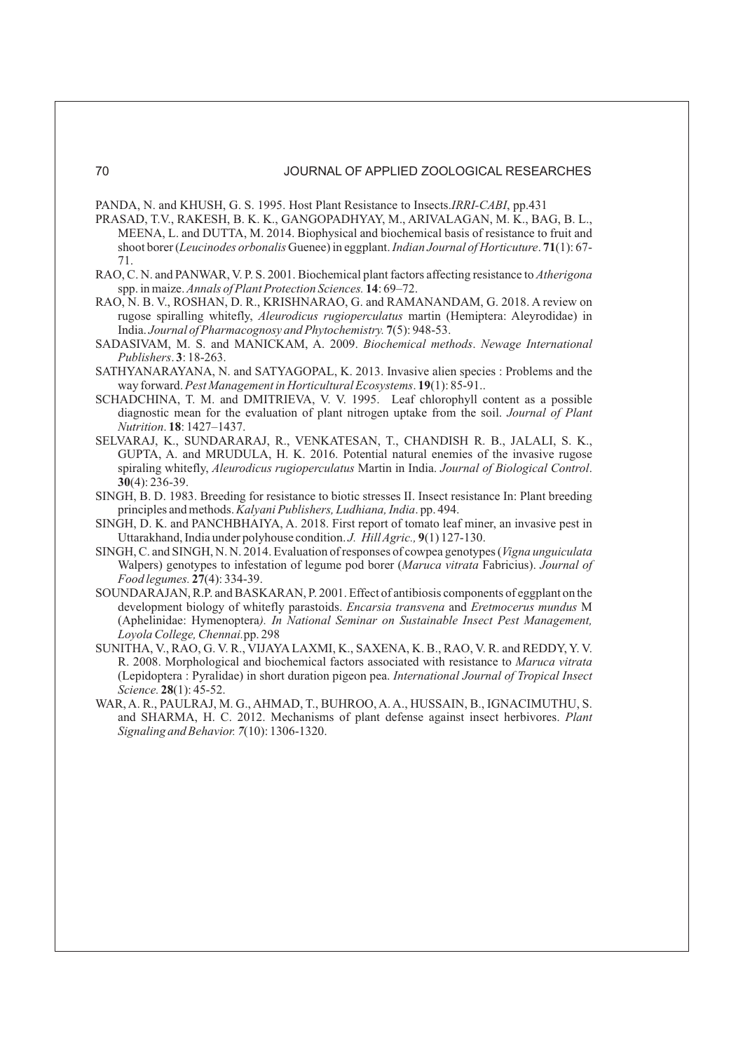PANDA, N. and KHUSH, G. S. 1995. Host Plant Resistance to Insects.*IRRI-CABI*, pp.431

PRASAD, T.V., RAKESH, B. K. K., GANGOPADHYAY, M., ARIVALAGAN, M. K., BAG, B. L., MEENA, L. and DUTTA, M. 2014. Biophysical and biochemical basis of resistance to fruit and shoot borer (*Leucinodes orbonalis* Guenee) in eggplant. *Indian Journal of Horticuture*. **71**(1): 67-71.

RAO, C. N. and PANWAR, V. P. S. 2001. Biochemical plant factors affecting resistance to *Atherigona* spp. in maize. *Annals of Plant Protection Sciences.* **14**: 69–72.

RAO, N. B. V., ROSHAN, D. R., KRISHNARAO, G. and RAMANANDAM, G. 2018. A review on rugose spiralling whitefly, *Aleurodicus rugioperculatus* martin (Hemiptera: Aleyrodidae) in India. *Journal of Pharmacognosy and Phytochemistry.* **7**(5): 948-53.

SADASIVAM, M. S. and MANICKAM, A. 2009. *Biochemical methods*. *Newage International Publishers*. **3**: 18-263.

SATHYANARAYANA, N. and SATYAGOPAL, K. 2013. Invasive alien species : Problems and the way forward. *Pest Management in Horticultural Ecosystems*. **19**(1): 85-91..

SCHADCHINA, T. M. and DMITRIEVA, V. V. 1995. Leaf chlorophyll content as a possible diagnostic mean for the evaluation of plant nitrogen uptake from the soil. *Journal of Plant Nutrition*. **18**: 1427–1437.

SELVARAJ, K., SUNDARARAJ, R., VENKATESAN, T., CHANDISH R. B., JALALI, S. K., GUPTA, A. and MRUDULA, H. K. 2016. Potential natural enemies of the invasive rugose spiraling whitefly, *Aleurodicus rugioperculatus* Martin in India. *Journal of Biological Control*. **30**(4): 236-39.

SINGH, B. D. 1983. Breeding for resistance to biotic stresses II. Insect resistance In: Plant breeding principles and methods. *Kalyani Publishers, Ludhiana, India*. pp. 494.

SINGH, D. K. and PANCHBHAIYA, A. 2018. First report of tomato leaf miner, an invasive pest in Uttarakhand, India under polyhouse condition. *J. Hill Agric.,* **9**(1) 127-130.

SINGH, C. and SINGH, N. N. 2014. Evaluation of responses of cowpea genotypes (*Vigna unguiculata* Walpers) genotypes to infestation of legume pod borer (*Maruca vitrata* Fabricius). *Journal of Food legumes*. **27**(4): 334-39.

SOUNDARAJAN, R.P. and BASKARAN, P. 2001. Effect of antibiosis components of eggplant on the development biology of whitefly parastoids. *Encarsia transvena* and *Eretmocerus mundus* M (Aphelinidae: Hymenoptera*). In National Seminar on Sustainable Insect Pest Management, Loyola College, Chennai.*pp. 298

SUNITHA, V., RAO, G. V. R., VIJAYA LAXMI, K., SAXENA, K. B., RAO, V. R. and REDDY, Y. V. R. 2008. Morphological and biochemical factors associated with resistance to *Maruca vitrata* (Lepidoptera : Pyralidae) in short duration pigeon pea. *International Journal of Tropical Insect Science.* **28**(1): 45-52.

WAR, A. R., PAULRAJ, M. G., AHMAD, T., BUHROO, A. A., HUSSAIN, B., IGNACIMUTHU, S. and SHARMA, H. C. 2012. Mechanisms of plant defense against insect herbivores. *Plant Signaling and Behavior. 7*(10): 1306-1320.